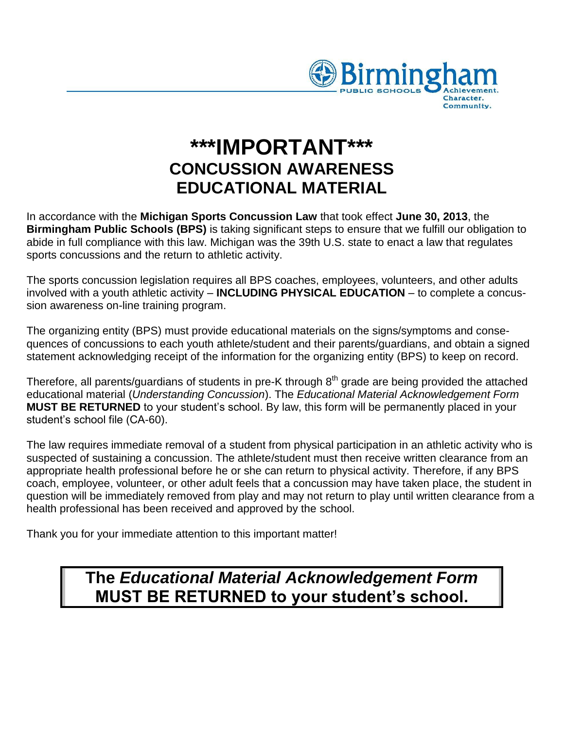Birmingham PUBLIC SCHOOLS Achievement. Character. Community.

# ***IMPORTANT***

## CONCUSSION AWARENESS EDUCATIONAL MATERIAL

In accordance with the **Michigan Sports Concussion Law** that took effect **June 30, 2013**, the **Birmingham Public Schools (BPS)** is taking significant steps to ensure that we fulfill our obligation to abide in full compliance with this law. Michigan was the 39th U.S. state to enact a law that regulates sports concussions and the return to athletic activity.

The sports concussion legislation requires all BPS coaches, employees, volunteers, and other adults involved with a youth athletic activity – **INCLUDING PHYSICAL EDUCATION** – to complete a concussion awareness on-line training program.

The organizing entity (BPS) must provide educational materials on the signs/symptoms and consequences of concussions to each youth athlete/student and their parents/guardians, and obtain a signed statement acknowledging receipt of the information for the organizing entity (BPS) to keep on record.

Therefore, all parents/guardians of students in pre-K through 8th grade are being provided the attached educational material (*Understanding Concussion*). The *Educational Material Acknowledgement Form* **MUST BE RETURNED** to your student's school. By law, this form will be permanently placed in your student's school file (CA-60).

The law requires immediate removal of a student from physical participation in an athletic activity who is suspected of sustaining a concussion. The athlete/student must then receive written clearance from an appropriate health professional before he or she can return to physical activity. Therefore, if any BPS coach, employee, volunteer, or other adult feels that a concussion may have taken place, the student in question will be immediately removed from play and may not return to play until written clearance from a health professional has been received and approved by the school.

Thank you for your immediate attention to this important matter!

**The *Educational Material Acknowledgement Form* MUST BE RETURNED to your student's school.**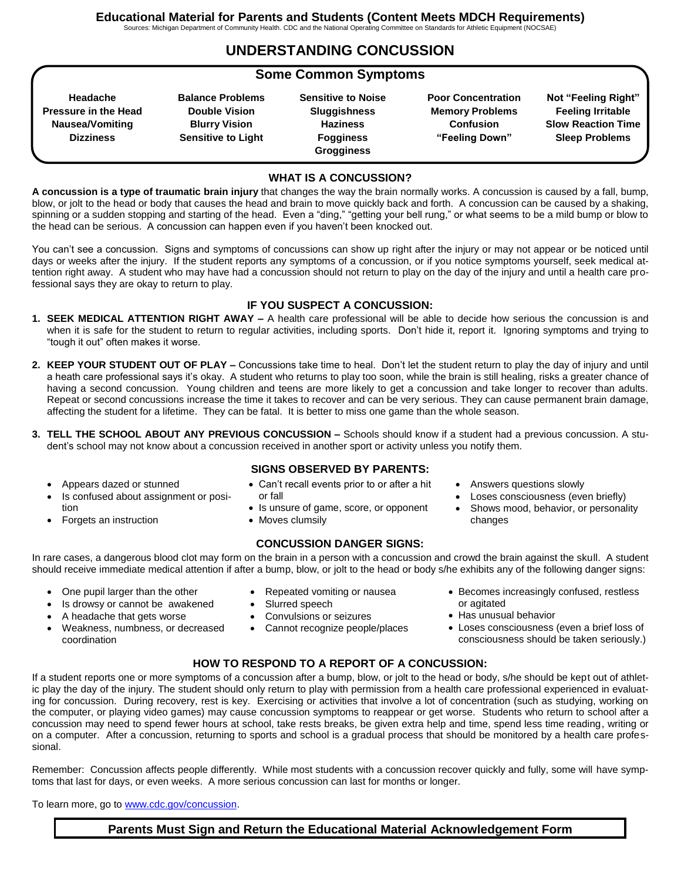**Educational Material for Parents and Students (Content Meets MDCH Requirements)**

Sources: Michigan Department of Community Health. CDC and the National Operating Committee on Standards for Athletic Equipment (NOCSAE)

# UNDERSTANDING CONCUSSION

## Some Common Symptoms

| | | | | |
|---|---|---|---|---|
| **Headache** | **Balance Problems** | **Sensitive to Noise** | **Poor Concentration** | **Not "Feeling Right"** |
| **Pressure in the Head** | **Double Vision** | **Sluggishness** | **Memory Problems** | **Feeling Irritable** |
| **Nausea/Vomiting** | **Blurry Vision** | **Haziness** | **Confusion** | **Slow Reaction Time** |
| **Dizziness** | **Sensitive to Light** | **Fogginess** | **"Feeling Down"** | **Sleep Problems** |
| | | **Grogginess** | | |

## WHAT IS A CONCUSSION?

**A concussion is a type of traumatic brain injury** that changes the way the brain normally works. A concussion is caused by a fall, bump, blow, or jolt to the head or body that causes the head and brain to move quickly back and forth. A concussion can be caused by a shaking, spinning or a sudden stopping and starting of the head. Even a "ding," "getting your bell rung," or what seems to be a mild bump or blow to the head can be serious. A concussion can happen even if you haven't been knocked out.

You can't see a concussion. Signs and symptoms of concussions can show up right after the injury or may not appear or be noticed until days or weeks after the injury. If the student reports any symptoms of a concussion, or if you notice symptoms yourself, seek medical attention right away. A student who may have had a concussion should not return to play on the day of the injury and until a health care professional says they are okay to return to play.

## IF YOU SUSPECT A CONCUSSION:

1. **SEEK MEDICAL ATTENTION RIGHT AWAY –** A health care professional will be able to decide how serious the concussion is and when it is safe for the student to return to regular activities, including sports. Don't hide it, report it. Ignoring symptoms and trying to "tough it out" often makes it worse.

2. **KEEP YOUR STUDENT OUT OF PLAY –** Concussions take time to heal. Don't let the student return to play the day of injury and until a heath care professional says it's okay. A student who returns to play too soon, while the brain is still healing, risks a greater chance of having a second concussion. Young children and teens are more likely to get a concussion and take longer to recover than adults. Repeat or second concussions increase the time it takes to recover and can be very serious. They can cause permanent brain damage, affecting the student for a lifetime. They can be fatal. It is better to miss one game than the whole season.

3. **TELL THE SCHOOL ABOUT ANY PREVIOUS CONCUSSION –** Schools should know if a student had a previous concussion. A student's school may not know about a concussion received in another sport or activity unless you notify them.

## SIGNS OBSERVED BY PARENTS:

- Appears dazed or stunned
- Is confused about assignment or position
- Forgets an instruction
- Can't recall events prior to or after a hit or fall
- Is unsure of game, score, or opponent
- Moves clumsily
- Answers questions slowly
- Loses consciousness (even briefly)
- Shows mood, behavior, or personality changes

## CONCUSSION DANGER SIGNS:

In rare cases, a dangerous blood clot may form on the brain in a person with a concussion and crowd the brain against the skull. A student should receive immediate medical attention if after a bump, blow, or jolt to the head or body s/he exhibits any of the following danger signs:

- One pupil larger than the other
- Is drowsy or cannot be awakened
- A headache that gets worse
- Weakness, numbness, or decreased coordination
- Repeated vomiting or nausea
- Slurred speech
- Convulsions or seizures
- Cannot recognize people/places
- Becomes increasingly confused, restless or agitated
- Has unusual behavior
- Loses consciousness (even a brief loss of consciousness should be taken seriously.)

## HOW TO RESPOND TO A REPORT OF A CONCUSSION:

If a student reports one or more symptoms of a concussion after a bump, blow, or jolt to the head or body, s/he should be kept out of athletic play the day of the injury. The student should only return to play with permission from a health care professional experienced in evaluating for concussion. During recovery, rest is key. Exercising or activities that involve a lot of concentration (such as studying, working on the computer, or playing video games) may cause concussion symptoms to reappear or get worse. Students who return to school after a concussion may need to spend fewer hours at school, take rests breaks, be given extra help and time, spend less time reading, writing or on a computer. After a concussion, returning to sports and school is a gradual process that should be monitored by a health care professional.

Remember: Concussion affects people differently. While most students with a concussion recover quickly and fully, some will have symptoms that last for days, or even weeks. A more serious concussion can last for months or longer.

To learn more, go to www.cdc.gov/concussion.

**Parents Must Sign and Return the Educational Material Acknowledgement Form**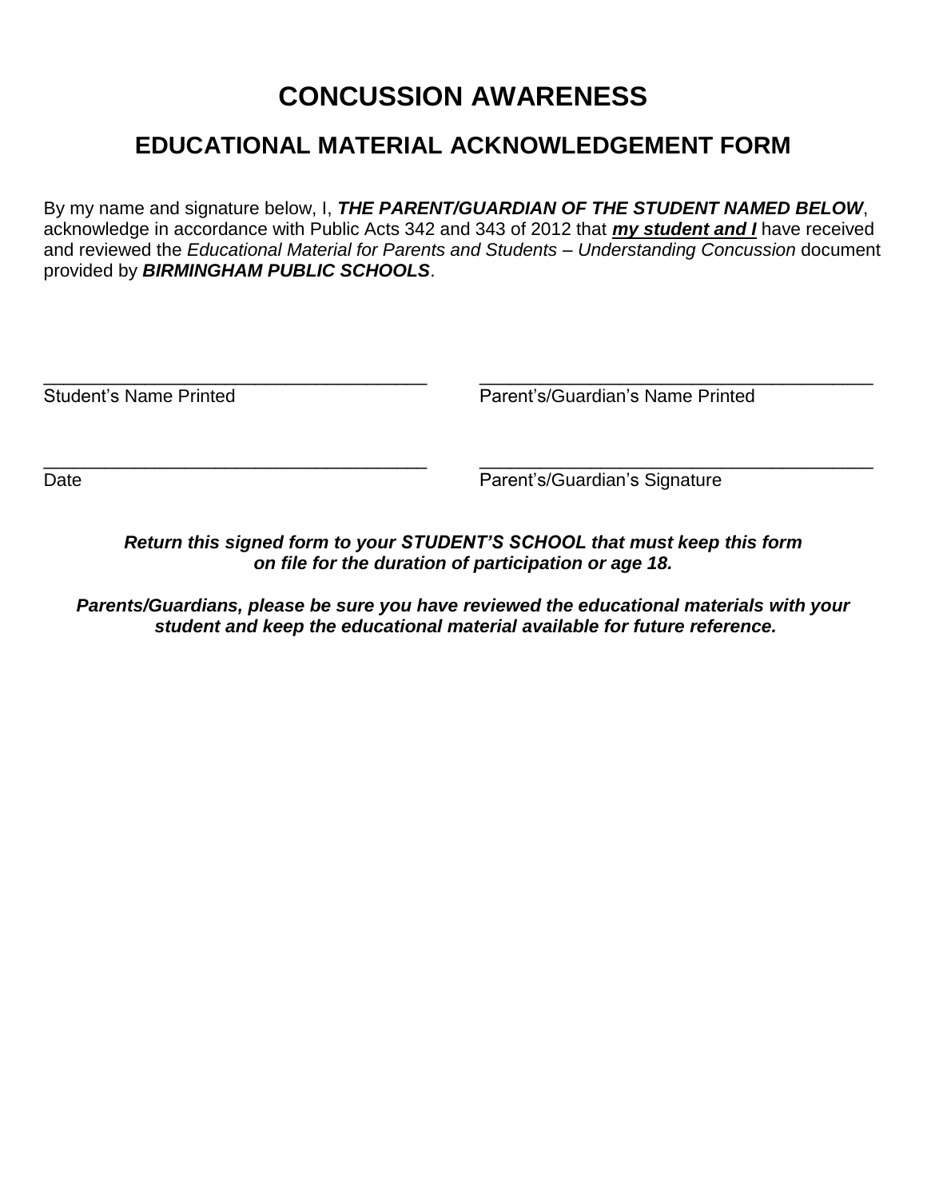# CONCUSSION AWARENESS

## EDUCATIONAL MATERIAL ACKNOWLEDGEMENT FORM

By my name and signature below, I, ***THE PARENT/GUARDIAN OF THE STUDENT NAMED BELOW***, acknowledge in accordance with Public Acts 342 and 343 of 2012 that ***<u>my student and I</u>*** have received and reviewed the *Educational Material for Parents and Students – Understanding Concussion* document provided by ***BIRMINGHAM PUBLIC SCHOOLS***.

\_\_\_\_\_\_\_\_\_\_\_\_\_\_\_\_\_\_\_\_\_\_\_\_\_\_\_\_\_\_\_\_\_\_\_\_\_\_\_\_
Student's Name Printed

\_\_\_\_\_\_\_\_\_\_\_\_\_\_\_\_\_\_\_\_\_\_\_\_\_\_\_\_\_\_\_\_\_\_\_\_\_\_\_\_
Parent's/Guardian's Name Printed

\_\_\_\_\_\_\_\_\_\_\_\_\_\_\_\_\_\_\_\_\_\_\_\_\_\_\_\_\_\_\_\_\_\_\_\_\_\_\_\_
Date

\_\_\_\_\_\_\_\_\_\_\_\_\_\_\_\_\_\_\_\_\_\_\_\_\_\_\_\_\_\_\_\_\_\_\_\_\_\_\_\_
Parent's/Guardian's Signature

***Return this signed form to your STUDENT'S SCHOOL that must keep this form on file for the duration of participation or age 18.***

***Parents/Guardians, please be sure you have reviewed the educational materials with your student and keep the educational material available for future reference.***